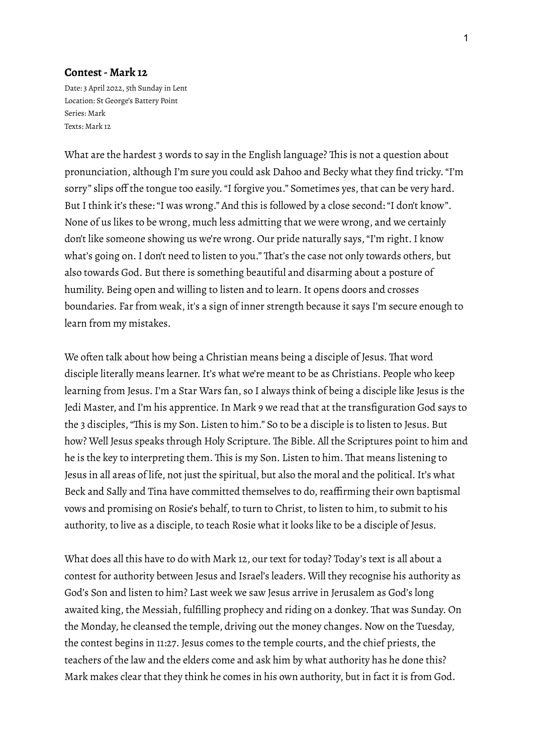**Contest - Mark 12**

Date: 3 April 2022, 5th Sunday in Lent
Location: St George's Battery Point
Series: Mark
Texts: Mark 12

What are the hardest 3 words to say in the English language? This is not a question about pronunciation, although I'm sure you could ask Dahoo and Becky what they find tricky. "I'm sorry" slips off the tongue too easily. "I forgive you." Sometimes yes, that can be very hard. But I think it's these: "I was wrong." And this is followed by a close second: "I don't know". None of us likes to be wrong, much less admitting that we were wrong, and we certainly don't like someone showing us we're wrong. Our pride naturally says, "I'm right. I know what's going on. I don't need to listen to you." That's the case not only towards others, but also towards God. But there is something beautiful and disarming about a posture of humility. Being open and willing to listen and to learn. It opens doors and crosses boundaries. Far from weak, it's a sign of inner strength because it says I'm secure enough to learn from my mistakes.

We often talk about how being a Christian means being a disciple of Jesus. That word disciple literally means learner. It's what we're meant to be as Christians. People who keep learning from Jesus. I'm a Star Wars fan, so I always think of being a disciple like Jesus is the Jedi Master, and I'm his apprentice. In Mark 9 we read that at the transfiguration God says to the 3 disciples, "This is my Son. Listen to him." So to be a disciple is to listen to Jesus. But how? Well Jesus speaks through Holy Scripture. The Bible. All the Scriptures point to him and he is the key to interpreting them. This is my Son. Listen to him. That means listening to Jesus in all areas of life, not just the spiritual, but also the moral and the political. It's what Beck and Sally and Tina have committed themselves to do, reaffirming their own baptismal vows and promising on Rosie's behalf, to turn to Christ, to listen to him, to submit to his authority, to live as a disciple, to teach Rosie what it looks like to be a disciple of Jesus.

What does all this have to do with Mark 12, our text for today? Today's text is all about a contest for authority between Jesus and Israel's leaders. Will they recognise his authority as God's Son and listen to him? Last week we saw Jesus arrive in Jerusalem as God's long awaited king, the Messiah, fulfilling prophecy and riding on a donkey. That was Sunday. On the Monday, he cleansed the temple, driving out the money changes. Now on the Tuesday, the contest begins in 11:27. Jesus comes to the temple courts, and the chief priests, the teachers of the law and the elders come and ask him by what authority has he done this? Mark makes clear that they think he comes in his own authority, but in fact it is from God.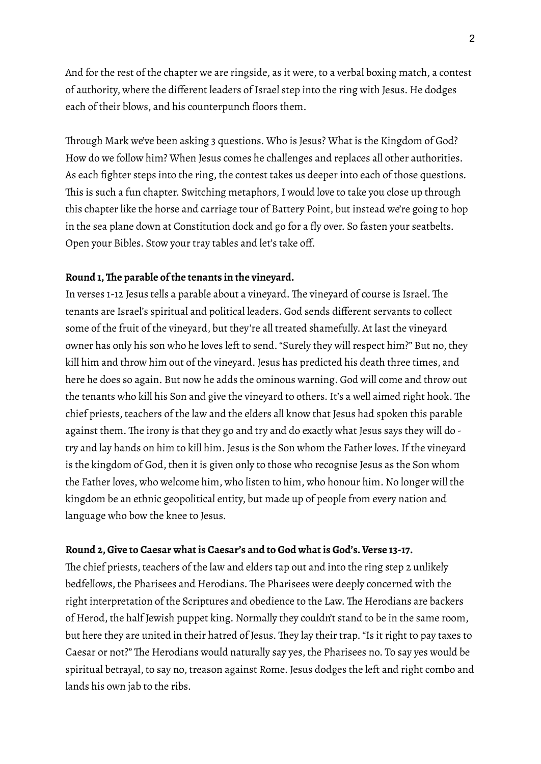And for the rest of the chapter we are ringside, as it were, to a verbal boxing match, a contest of authority, where the different leaders of Israel step into the ring with Jesus. He dodges each of their blows, and his counterpunch floors them.

Through Mark we've been asking 3 questions. Who is Jesus? What is the Kingdom of God? How do we follow him? When Jesus comes he challenges and replaces all other authorities. As each fighter steps into the ring, the contest takes us deeper into each of those questions. This is such a fun chapter. Switching metaphors, I would love to take you close up through this chapter like the horse and carriage tour of Battery Point, but instead we're going to hop in the sea plane down at Constitution dock and go for a fly over. So fasten your seatbelts. Open your Bibles. Stow your tray tables and let's take off.

**Round 1, The parable of the tenants in the vineyard.**

In verses 1-12 Jesus tells a parable about a vineyard. The vineyard of course is Israel. The tenants are Israel's spiritual and political leaders. God sends different servants to collect some of the fruit of the vineyard, but they're all treated shamefully. At last the vineyard owner has only his son who he loves left to send. "Surely they will respect him?" But no, they kill him and throw him out of the vineyard. Jesus has predicted his death three times, and here he does so again. But now he adds the ominous warning. God will come and throw out the tenants who kill his Son and give the vineyard to others. It's a well aimed right hook. The chief priests, teachers of the law and the elders all know that Jesus had spoken this parable against them. The irony is that they go and try and do exactly what Jesus says they will do - try and lay hands on him to kill him. Jesus is the Son whom the Father loves. If the vineyard is the kingdom of God, then it is given only to those who recognise Jesus as the Son whom the Father loves, who welcome him, who listen to him, who honour him. No longer will the kingdom be an ethnic geopolitical entity, but made up of people from every nation and language who bow the knee to Jesus.

**Round 2, Give to Caesar what is Caesar's and to God what is God's. Verse 13-17.**

The chief priests, teachers of the law and elders tap out and into the ring step 2 unlikely bedfellows, the Pharisees and Herodians. The Pharisees were deeply concerned with the right interpretation of the Scriptures and obedience to the Law. The Herodians are backers of Herod, the half Jewish puppet king. Normally they couldn't stand to be in the same room, but here they are united in their hatred of Jesus. They lay their trap. "Is it right to pay taxes to Caesar or not?" The Herodians would naturally say yes, the Pharisees no. To say yes would be spiritual betrayal, to say no, treason against Rome. Jesus dodges the left and right combo and lands his own jab to the ribs.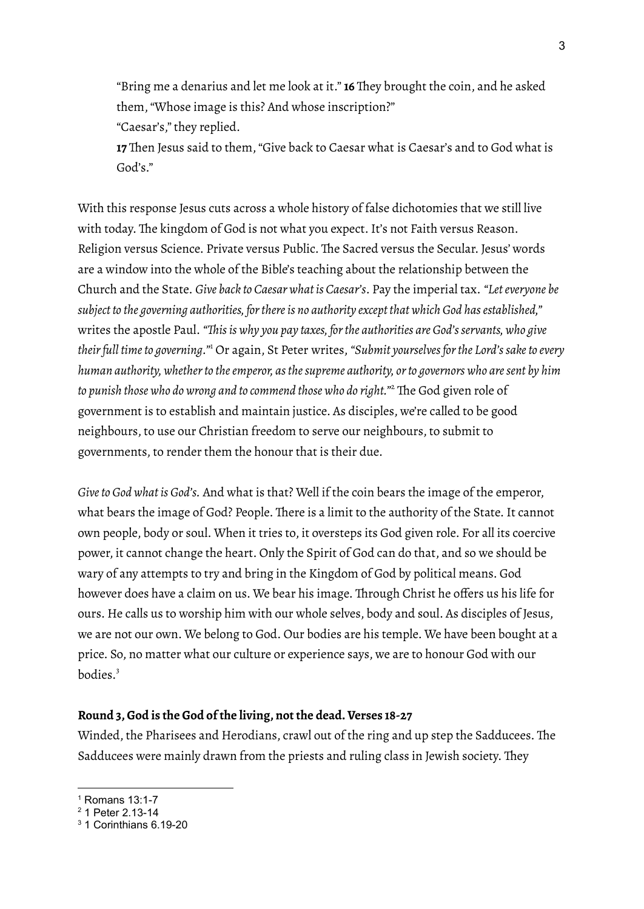"Bring me a denarius and let me look at it." **16** They brought the coin, and he asked them, "Whose image is this? And whose inscription?"

"Caesar's," they replied.

**17** Then Jesus said to them, "Give back to Caesar what is Caesar's and to God what is God's."

With this response Jesus cuts across a whole history of false dichotomies that we still live with today. The kingdom of God is not what you expect. It's not Faith versus Reason. Religion versus Science. Private versus Public. The Sacred versus the Secular. Jesus' words are a window into the whole of the Bible's teaching about the relationship between the Church and the State. *Give back to Caesar what is Caesar's*. Pay the imperial tax. *"Let everyone be subject to the governing authorities, for there is no authority except that which God has established,"* writes the apostle Paul. *"This is why you pay taxes, for the authorities are God's servants, who give their full time to governing."*[1] Or again, St Peter writes, *"Submit yourselves for the Lord's sake to every human authority, whether to the emperor, as the supreme authority, or to governors who are sent by him to punish those who do wrong and to commend those who do right."*[2] The God given role of government is to establish and maintain justice. As disciples, we're called to be good neighbours, to use our Christian freedom to serve our neighbours, to submit to governments, to render them the honour that is their due.

*Give to God what is God's.* And what is that? Well if the coin bears the image of the emperor, what bears the image of God? People. There is a limit to the authority of the State. It cannot own people, body or soul. When it tries to, it oversteps its God given role. For all its coercive power, it cannot change the heart. Only the Spirit of God can do that, and so we should be wary of any attempts to try and bring in the Kingdom of God by political means. God however does have a claim on us. We bear his image. Through Christ he offers us his life for ours. He calls us to worship him with our whole selves, body and soul. As disciples of Jesus, we are not our own. We belong to God. Our bodies are his temple. We have been bought at a price. So, no matter what our culture or experience says, we are to honour God with our bodies.[3]

**Round 3, God is the God of the living, not the dead. Verses 18-27**

Winded, the Pharisees and Herodians, crawl out of the ring and up step the Sadducees. The Sadducees were mainly drawn from the priests and ruling class in Jewish society. They

---

[1] Romans 13:1-7

[2] 1 Peter 2.13-14

[3] 1 Corinthians 6.19-20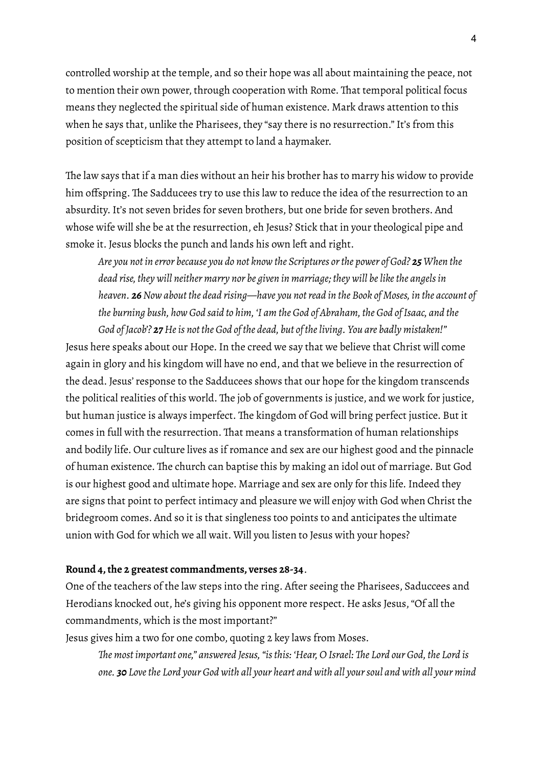controlled worship at the temple, and so their hope was all about maintaining the peace, not to mention their own power, through cooperation with Rome. That temporal political focus means they neglected the spiritual side of human existence. Mark draws attention to this when he says that, unlike the Pharisees, they "say there is no resurrection." It's from this position of scepticism that they attempt to land a haymaker.

The law says that if a man dies without an heir his brother has to marry his widow to provide him offspring. The Sadducees try to use this law to reduce the idea of the resurrection to an absurdity. It's not seven brides for seven brothers, but one bride for seven brothers. And whose wife will she be at the resurrection, eh Jesus? Stick that in your theological pipe and smoke it. Jesus blocks the punch and lands his own left and right.

> *Are you not in error because you do not know the Scriptures or the power of God? **25** When the dead rise, they will neither marry nor be given in marriage; they will be like the angels in heaven. **26** Now about the dead rising—have you not read in the Book of Moses, in the account of the burning bush, how God said to him, 'I am the God of Abraham, the God of Isaac, and the God of Jacob'? **27** He is not the God of the dead, but of the living. You are badly mistaken!"*

Jesus here speaks about our Hope. In the creed we say that we believe that Christ will come again in glory and his kingdom will have no end, and that we believe in the resurrection of the dead. Jesus' response to the Sadducees shows that our hope for the kingdom transcends the political realities of this world. The job of governments is justice, and we work for justice, but human justice is always imperfect. The kingdom of God will bring perfect justice. But it comes in full with the resurrection. That means a transformation of human relationships and bodily life. Our culture lives as if romance and sex are our highest good and the pinnacle of human existence. The church can baptise this by making an idol out of marriage. But God is our highest good and ultimate hope. Marriage and sex are only for this life. Indeed they are signs that point to perfect intimacy and pleasure we will enjoy with God when Christ the bridegroom comes. And so it is that singleness too points to and anticipates the ultimate union with God for which we all wait. Will you listen to Jesus with your hopes?

**Round 4, the 2 greatest commandments, verses 28-34**.

One of the teachers of the law steps into the ring. After seeing the Pharisees, Saduccees and Herodians knocked out, he's giving his opponent more respect. He asks Jesus, "Of all the commandments, which is the most important?"

Jesus gives him a two for one combo, quoting 2 key laws from Moses.

> *The most important one," answered Jesus, "is this: 'Hear, O Israel: The Lord our God, the Lord is one. **30** Love the Lord your God with all your heart and with all your soul and with all your mind*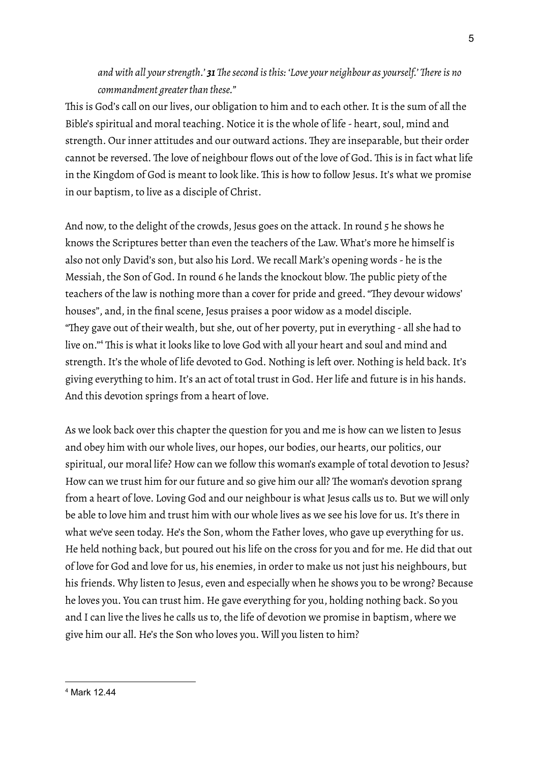*and with all your strength.' **31** The second is this: 'Love your neighbour as yourself.' There is no commandment greater than these."*

This is God's call on our lives, our obligation to him and to each other. It is the sum of all the Bible's spiritual and moral teaching. Notice it is the whole of life - heart, soul, mind and strength. Our inner attitudes and our outward actions. They are inseparable, but their order cannot be reversed. The love of neighbour flows out of the love of God. This is in fact what life in the Kingdom of God is meant to look like. This is how to follow Jesus. It's what we promise in our baptism, to live as a disciple of Christ.

And now, to the delight of the crowds, Jesus goes on the attack. In round 5 he shows he knows the Scriptures better than even the teachers of the Law. What's more he himself is also not only David's son, but also his Lord. We recall Mark's opening words - he is the Messiah, the Son of God. In round 6 he lands the knockout blow. The public piety of the teachers of the law is nothing more than a cover for pride and greed. "They devour widows' houses", and, in the final scene, Jesus praises a poor widow as a model disciple. "They gave out of their wealth, but she, out of her poverty, put in everything - all she had to live on."[4] This is what it looks like to love God with all your heart and soul and mind and strength. It's the whole of life devoted to God. Nothing is left over. Nothing is held back. It's giving everything to him. It's an act of total trust in God. Her life and future is in his hands. And this devotion springs from a heart of love.

As we look back over this chapter the question for you and me is how can we listen to Jesus and obey him with our whole lives, our hopes, our bodies, our hearts, our politics, our spiritual, our moral life? How can we follow this woman's example of total devotion to Jesus? How can we trust him for our future and so give him our all? The woman's devotion sprang from a heart of love. Loving God and our neighbour is what Jesus calls us to. But we will only be able to love him and trust him with our whole lives as we see his love for us. It's there in what we've seen today. He's the Son, whom the Father loves, who gave up everything for us. He held nothing back, but poured out his life on the cross for you and for me. He did that out of love for God and love for us, his enemies, in order to make us not just his neighbours, but his friends. Why listen to Jesus, even and especially when he shows you to be wrong? Because he loves you. You can trust him. He gave everything for you, holding nothing back. So you and I can live the lives he calls us to, the life of devotion we promise in baptism, where we give him our all. He's the Son who loves you. Will you listen to him?

---

[4] Mark 12.44